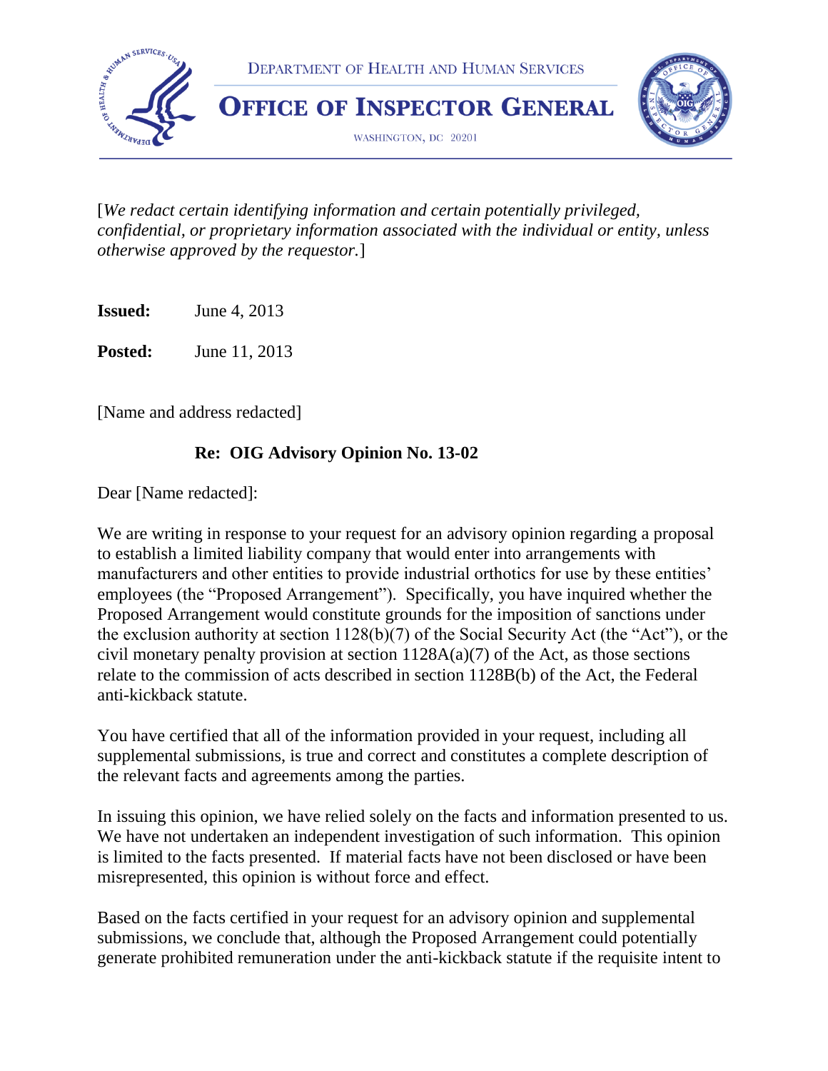DEPARTMENT OF HEALTH AND HUMAN SERVICES

**OFFICE OF INSPECTOR GENERAL**

WASHINGTON, DC 20201

[*We redact certain identifying information and certain potentially privileged, confidential, or proprietary information associated with the individual or entity, unless otherwise approved by the requestor.*]

**Issued:** June 4, 2013

**Posted:** June 11, 2013

[Name and address redacted]

**Re: OIG Advisory Opinion No. 13-02**

Dear [Name redacted]:

We are writing in response to your request for an advisory opinion regarding a proposal to establish a limited liability company that would enter into arrangements with manufacturers and other entities to provide industrial orthotics for use by these entities' employees (the "Proposed Arrangement"). Specifically, you have inquired whether the Proposed Arrangement would constitute grounds for the imposition of sanctions under the exclusion authority at section 1128(b)(7) of the Social Security Act (the "Act"), or the civil monetary penalty provision at section 1128A(a)(7) of the Act, as those sections relate to the commission of acts described in section 1128B(b) of the Act, the Federal anti-kickback statute.

You have certified that all of the information provided in your request, including all supplemental submissions, is true and correct and constitutes a complete description of the relevant facts and agreements among the parties.

In issuing this opinion, we have relied solely on the facts and information presented to us. We have not undertaken an independent investigation of such information. This opinion is limited to the facts presented. If material facts have not been disclosed or have been misrepresented, this opinion is without force and effect.

Based on the facts certified in your request for an advisory opinion and supplemental submissions, we conclude that, although the Proposed Arrangement could potentially generate prohibited remuneration under the anti-kickback statute if the requisite intent to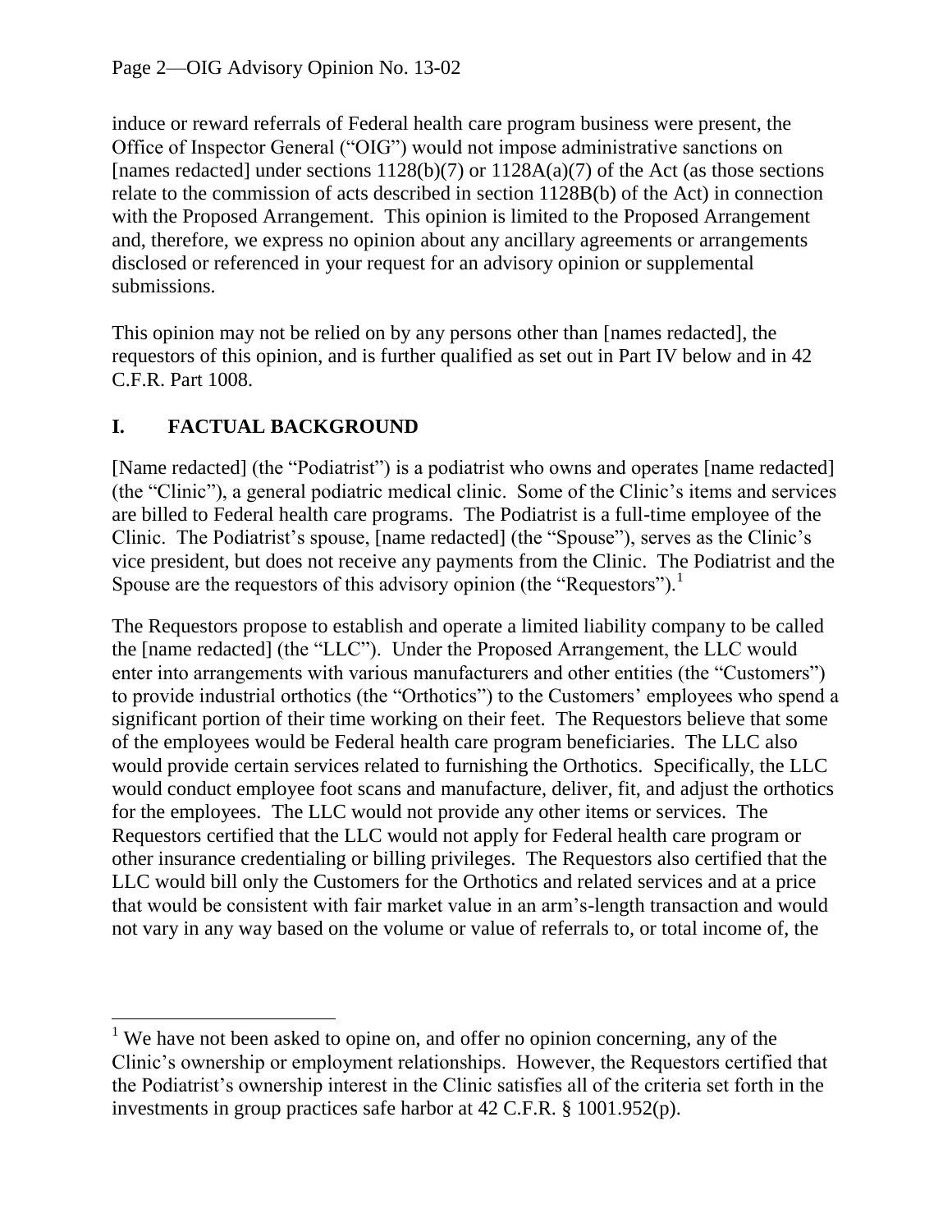induce or reward referrals of Federal health care program business were present, the Office of Inspector General ("OIG") would not impose administrative sanctions on [names redacted] under sections 1128(b)(7) or 1128A(a)(7) of the Act (as those sections relate to the commission of acts described in section 1128B(b) of the Act) in connection with the Proposed Arrangement. This opinion is limited to the Proposed Arrangement and, therefore, we express no opinion about any ancillary agreements or arrangements disclosed or referenced in your request for an advisory opinion or supplemental submissions.

This opinion may not be relied on by any persons other than [names redacted], the requestors of this opinion, and is further qualified as set out in Part IV below and in 42 C.F.R. Part 1008.

## I. FACTUAL BACKGROUND

[Name redacted] (the "Podiatrist") is a podiatrist who owns and operates [name redacted] (the "Clinic"), a general podiatric medical clinic. Some of the Clinic's items and services are billed to Federal health care programs. The Podiatrist is a full-time employee of the Clinic. The Podiatrist's spouse, [name redacted] (the "Spouse"), serves as the Clinic's vice president, but does not receive any payments from the Clinic. The Podiatrist and the Spouse are the requestors of this advisory opinion (the "Requestors").[1]

The Requestors propose to establish and operate a limited liability company to be called the [name redacted] (the "LLC"). Under the Proposed Arrangement, the LLC would enter into arrangements with various manufacturers and other entities (the "Customers") to provide industrial orthotics (the "Orthotics") to the Customers' employees who spend a significant portion of their time working on their feet. The Requestors believe that some of the employees would be Federal health care program beneficiaries. The LLC also would provide certain services related to furnishing the Orthotics. Specifically, the LLC would conduct employee foot scans and manufacture, deliver, fit, and adjust the orthotics for the employees. The LLC would not provide any other items or services. The Requestors certified that the LLC would not apply for Federal health care program or other insurance credentialing or billing privileges. The Requestors also certified that the LLC would bill only the Customers for the Orthotics and related services and at a price that would be consistent with fair market value in an arm's-length transaction and would not vary in any way based on the volume or value of referrals to, or total income of, the

[1] We have not been asked to opine on, and offer no opinion concerning, any of the Clinic's ownership or employment relationships. However, the Requestors certified that the Podiatrist's ownership interest in the Clinic satisfies all of the criteria set forth in the investments in group practices safe harbor at 42 C.F.R. § 1001.952(p).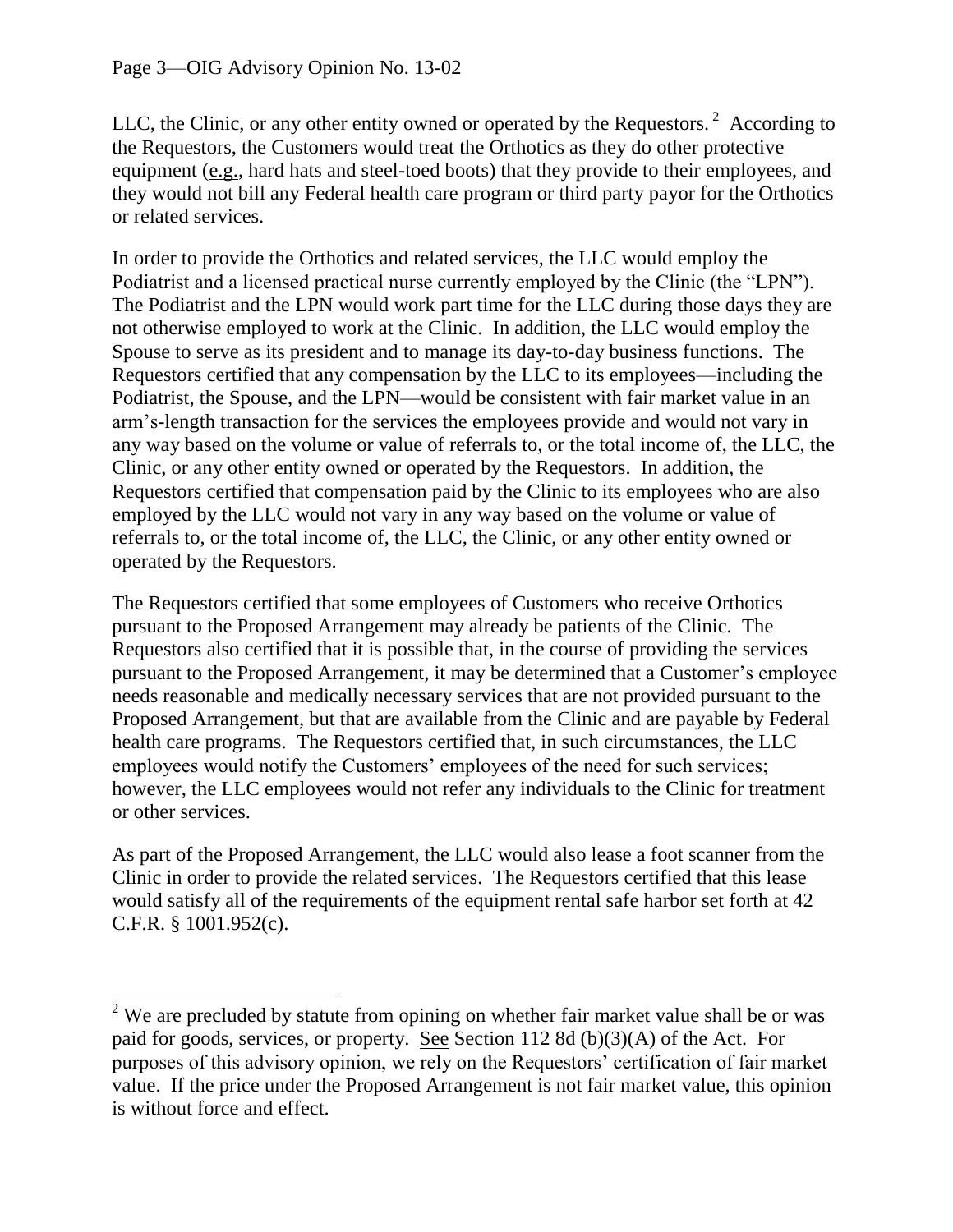LLC, the Clinic, or any other entity owned or operated by the Requestors.[2] According to the Requestors, the Customers would treat the Orthotics as they do other protective equipment (e.g., hard hats and steel-toed boots) that they provide to their employees, and they would not bill any Federal health care program or third party payor for the Orthotics or related services.

In order to provide the Orthotics and related services, the LLC would employ the Podiatrist and a licensed practical nurse currently employed by the Clinic (the "LPN"). The Podiatrist and the LPN would work part time for the LLC during those days they are not otherwise employed to work at the Clinic. In addition, the LLC would employ the Spouse to serve as its president and to manage its day-to-day business functions. The Requestors certified that any compensation by the LLC to its employees—including the Podiatrist, the Spouse, and the LPN—would be consistent with fair market value in an arm's-length transaction for the services the employees provide and would not vary in any way based on the volume or value of referrals to, or the total income of, the LLC, the Clinic, or any other entity owned or operated by the Requestors. In addition, the Requestors certified that compensation paid by the Clinic to its employees who are also employed by the LLC would not vary in any way based on the volume or value of referrals to, or the total income of, the LLC, the Clinic, or any other entity owned or operated by the Requestors.

The Requestors certified that some employees of Customers who receive Orthotics pursuant to the Proposed Arrangement may already be patients of the Clinic. The Requestors also certified that it is possible that, in the course of providing the services pursuant to the Proposed Arrangement, it may be determined that a Customer's employee needs reasonable and medically necessary services that are not provided pursuant to the Proposed Arrangement, but that are available from the Clinic and are payable by Federal health care programs. The Requestors certified that, in such circumstances, the LLC employees would notify the Customers' employees of the need for such services; however, the LLC employees would not refer any individuals to the Clinic for treatment or other services.

As part of the Proposed Arrangement, the LLC would also lease a foot scanner from the Clinic in order to provide the related services. The Requestors certified that this lease would satisfy all of the requirements of the equipment rental safe harbor set forth at 42 C.F.R. § 1001.952(c).

---

[2] We are precluded by statute from opining on whether fair market value shall be or was paid for goods, services, or property. See Section 112 8d (b)(3)(A) of the Act. For purposes of this advisory opinion, we rely on the Requestors' certification of fair market value. If the price under the Proposed Arrangement is not fair market value, this opinion is without force and effect.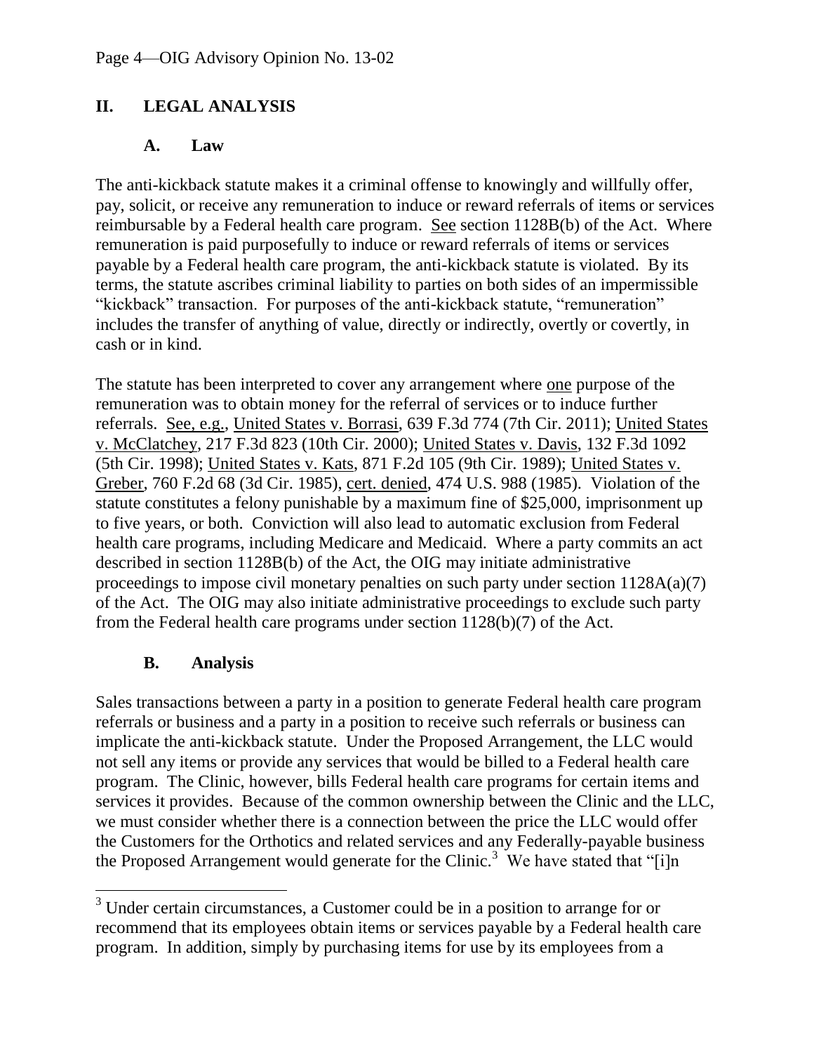## II. LEGAL ANALYSIS

### A. Law

The anti-kickback statute makes it a criminal offense to knowingly and willfully offer, pay, solicit, or receive any remuneration to induce or reward referrals of items or services reimbursable by a Federal health care program. See section 1128B(b) of the Act. Where remuneration is paid purposefully to induce or reward referrals of items or services payable by a Federal health care program, the anti-kickback statute is violated. By its terms, the statute ascribes criminal liability to parties on both sides of an impermissible "kickback" transaction. For purposes of the anti-kickback statute, "remuneration" includes the transfer of anything of value, directly or indirectly, overtly or covertly, in cash or in kind.

The statute has been interpreted to cover any arrangement where one purpose of the remuneration was to obtain money for the referral of services or to induce further referrals. See, e.g., United States v. Borrasi, 639 F.3d 774 (7th Cir. 2011); United States v. McClatchey, 217 F.3d 823 (10th Cir. 2000); United States v. Davis, 132 F.3d 1092 (5th Cir. 1998); United States v. Kats, 871 F.2d 105 (9th Cir. 1989); United States v. Greber, 760 F.2d 68 (3d Cir. 1985), cert. denied, 474 U.S. 988 (1985). Violation of the statute constitutes a felony punishable by a maximum fine of $25,000, imprisonment up to five years, or both. Conviction will also lead to automatic exclusion from Federal health care programs, including Medicare and Medicaid. Where a party commits an act described in section 1128B(b) of the Act, the OIG may initiate administrative proceedings to impose civil monetary penalties on such party under section 1128A(a)(7) of the Act. The OIG may also initiate administrative proceedings to exclude such party from the Federal health care programs under section 1128(b)(7) of the Act.

### B. Analysis

Sales transactions between a party in a position to generate Federal health care program referrals or business and a party in a position to receive such referrals or business can implicate the anti-kickback statute. Under the Proposed Arrangement, the LLC would not sell any items or provide any services that would be billed to a Federal health care program. The Clinic, however, bills Federal health care programs for certain items and services it provides. Because of the common ownership between the Clinic and the LLC, we must consider whether there is a connection between the price the LLC would offer the Customers for the Orthotics and related services and any Federally-payable business the Proposed Arrangement would generate for the Clinic.[3] We have stated that "[i]n

[3] Under certain circumstances, a Customer could be in a position to arrange for or recommend that its employees obtain items or services payable by a Federal health care program. In addition, simply by purchasing items for use by its employees from a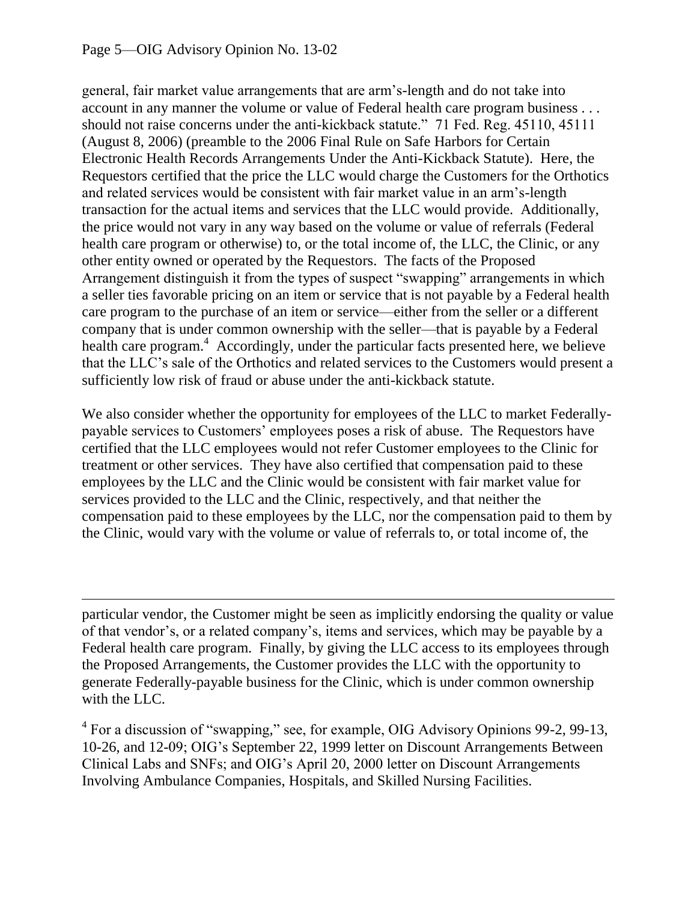general, fair market value arrangements that are arm's-length and do not take into account in any manner the volume or value of Federal health care program business . . . should not raise concerns under the anti-kickback statute." 71 Fed. Reg. 45110, 45111 (August 8, 2006) (preamble to the 2006 Final Rule on Safe Harbors for Certain Electronic Health Records Arrangements Under the Anti-Kickback Statute). Here, the Requestors certified that the price the LLC would charge the Customers for the Orthotics and related services would be consistent with fair market value in an arm's-length transaction for the actual items and services that the LLC would provide. Additionally, the price would not vary in any way based on the volume or value of referrals (Federal health care program or otherwise) to, or the total income of, the LLC, the Clinic, or any other entity owned or operated by the Requestors. The facts of the Proposed Arrangement distinguish it from the types of suspect "swapping" arrangements in which a seller ties favorable pricing on an item or service that is not payable by a Federal health care program to the purchase of an item or service—either from the seller or a different company that is under common ownership with the seller—that is payable by a Federal health care program.[4] Accordingly, under the particular facts presented here, we believe that the LLC's sale of the Orthotics and related services to the Customers would present a sufficiently low risk of fraud or abuse under the anti-kickback statute.

We also consider whether the opportunity for employees of the LLC to market Federally-payable services to Customers' employees poses a risk of abuse. The Requestors have certified that the LLC employees would not refer Customer employees to the Clinic for treatment or other services. They have also certified that compensation paid to these employees by the LLC and the Clinic would be consistent with fair market value for services provided to the LLC and the Clinic, respectively, and that neither the compensation paid to these employees by the LLC, nor the compensation paid to them by the Clinic, would vary with the volume or value of referrals to, or total income of, the

---

particular vendor, the Customer might be seen as implicitly endorsing the quality or value of that vendor's, or a related company's, items and services, which may be payable by a Federal health care program. Finally, by giving the LLC access to its employees through the Proposed Arrangements, the Customer provides the LLC with the opportunity to generate Federally-payable business for the Clinic, which is under common ownership with the LLC.

[4] For a discussion of "swapping," see, for example, OIG Advisory Opinions 99-2, 99-13, 10-26, and 12-09; OIG's September 22, 1999 letter on Discount Arrangements Between Clinical Labs and SNFs; and OIG's April 20, 2000 letter on Discount Arrangements Involving Ambulance Companies, Hospitals, and Skilled Nursing Facilities.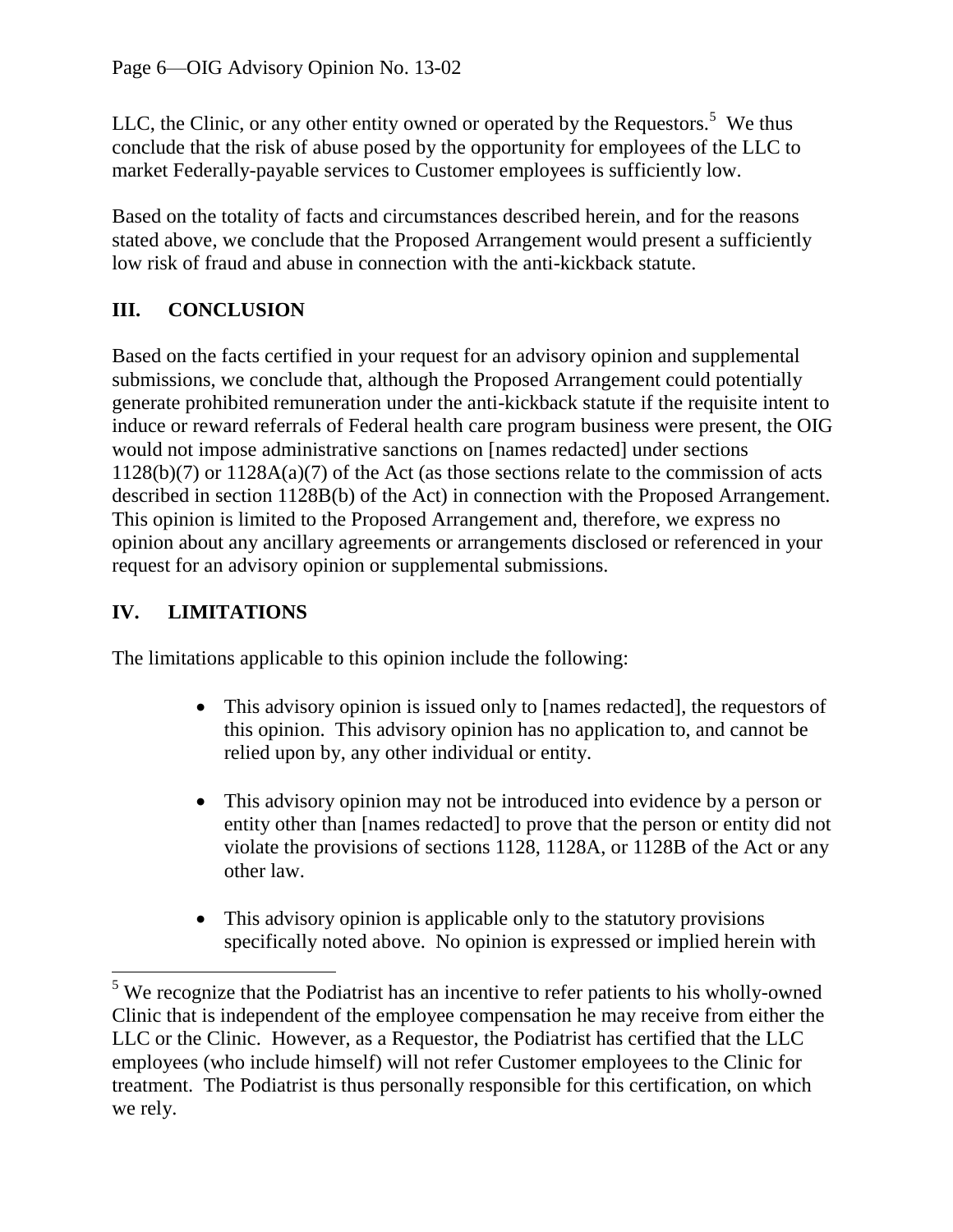LLC, the Clinic, or any other entity owned or operated by the Requestors.[5] We thus conclude that the risk of abuse posed by the opportunity for employees of the LLC to market Federally-payable services to Customer employees is sufficiently low.

Based on the totality of facts and circumstances described herein, and for the reasons stated above, we conclude that the Proposed Arrangement would present a sufficiently low risk of fraud and abuse in connection with the anti-kickback statute.

## III. CONCLUSION

Based on the facts certified in your request for an advisory opinion and supplemental submissions, we conclude that, although the Proposed Arrangement could potentially generate prohibited remuneration under the anti-kickback statute if the requisite intent to induce or reward referrals of Federal health care program business were present, the OIG would not impose administrative sanctions on [names redacted] under sections 1128(b)(7) or 1128A(a)(7) of the Act (as those sections relate to the commission of acts described in section 1128B(b) of the Act) in connection with the Proposed Arrangement. This opinion is limited to the Proposed Arrangement and, therefore, we express no opinion about any ancillary agreements or arrangements disclosed or referenced in your request for an advisory opinion or supplemental submissions.

## IV. LIMITATIONS

The limitations applicable to this opinion include the following:

- This advisory opinion is issued only to [names redacted], the requestors of this opinion. This advisory opinion has no application to, and cannot be relied upon by, any other individual or entity.
- This advisory opinion may not be introduced into evidence by a person or entity other than [names redacted] to prove that the person or entity did not violate the provisions of sections 1128, 1128A, or 1128B of the Act or any other law.
- This advisory opinion is applicable only to the statutory provisions specifically noted above. No opinion is expressed or implied herein with

[5] We recognize that the Podiatrist has an incentive to refer patients to his wholly-owned Clinic that is independent of the employee compensation he may receive from either the LLC or the Clinic. However, as a Requestor, the Podiatrist has certified that the LLC employees (who include himself) will not refer Customer employees to the Clinic for treatment. The Podiatrist is thus personally responsible for this certification, on which we rely.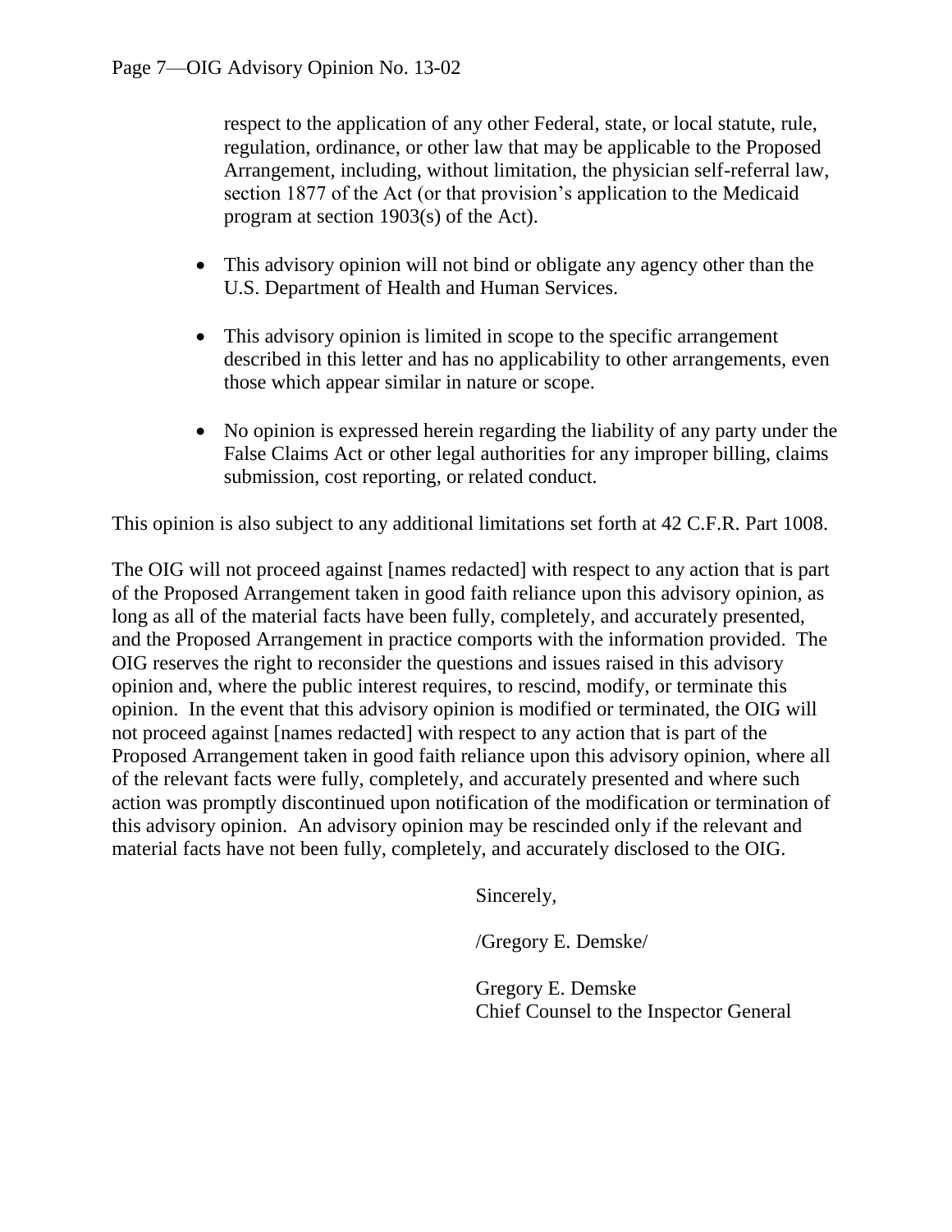respect to the application of any other Federal, state, or local statute, rule, regulation, ordinance, or other law that may be applicable to the Proposed Arrangement, including, without limitation, the physician self-referral law, section 1877 of the Act (or that provision's application to the Medicaid program at section 1903(s) of the Act).

- This advisory opinion will not bind or obligate any agency other than the U.S. Department of Health and Human Services.
- This advisory opinion is limited in scope to the specific arrangement described in this letter and has no applicability to other arrangements, even those which appear similar in nature or scope.
- No opinion is expressed herein regarding the liability of any party under the False Claims Act or other legal authorities for any improper billing, claims submission, cost reporting, or related conduct.

This opinion is also subject to any additional limitations set forth at 42 C.F.R. Part 1008.

The OIG will not proceed against [names redacted] with respect to any action that is part of the Proposed Arrangement taken in good faith reliance upon this advisory opinion, as long as all of the material facts have been fully, completely, and accurately presented, and the Proposed Arrangement in practice comports with the information provided. The OIG reserves the right to reconsider the questions and issues raised in this advisory opinion and, where the public interest requires, to rescind, modify, or terminate this opinion. In the event that this advisory opinion is modified or terminated, the OIG will not proceed against [names redacted] with respect to any action that is part of the Proposed Arrangement taken in good faith reliance upon this advisory opinion, where all of the relevant facts were fully, completely, and accurately presented and where such action was promptly discontinued upon notification of the modification or termination of this advisory opinion. An advisory opinion may be rescinded only if the relevant and material facts have not been fully, completely, and accurately disclosed to the OIG.

Sincerely,

/Gregory E. Demske/

Gregory E. Demske
Chief Counsel to the Inspector General